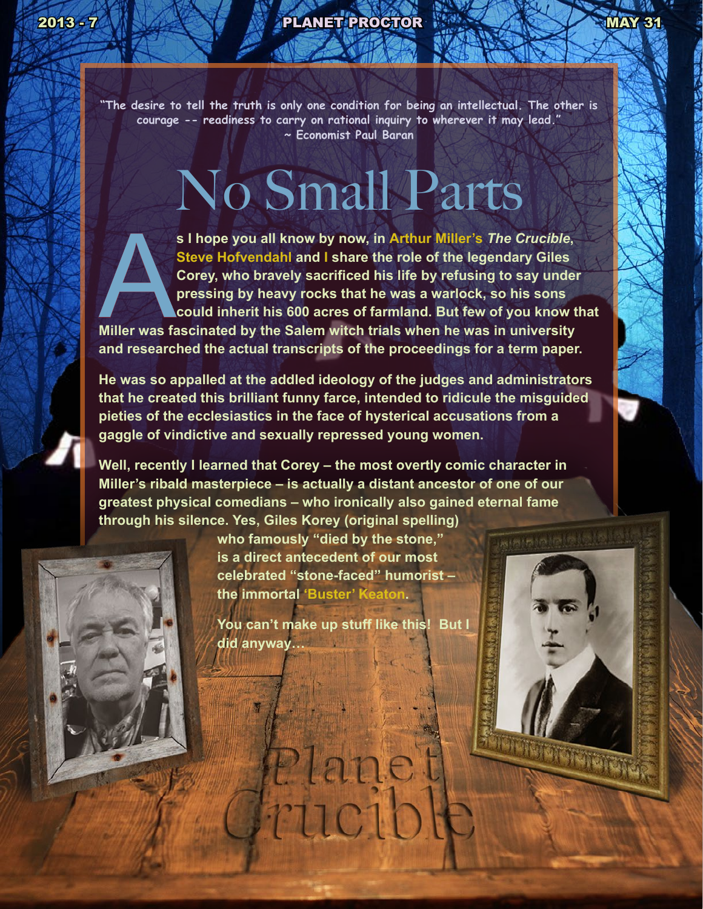"The desire to tell the truth is only one condition for being an intellectual. The other is courage -- readiness to carry on rational inquiry to wherever it may lead."
~ Economist Paul Baran

# No Small Parts

**As I hope you all know by now, in Arthur Miller's *The Crucible*, Steve Hofvendahl and I share the role of the legendary Giles Corey, who bravely sacrificed his life by refusing to say under pressing by heavy rocks that he was a warlock, so his sons could inherit his 600 acres of farmland. But few of you know that Miller was fascinated by the Salem witch trials when he was in university and researched the actual transcripts of the proceedings for a term paper.**

**He was so appalled at the addled ideology of the judges and administrators that he created this brilliant funny farce, intended to ridicule the misguided pieties of the ecclesiastics in the face of hysterical accusations from a gaggle of vindictive and sexually repressed young women.**

**Well, recently I learned that Corey – the most overtly comic character in Miller's ribald masterpiece – is actually a distant ancestor of one of our greatest physical comedians – who ironically also gained eternal fame through his silence. Yes, Giles Korey (original spelling) who famously "died by the stone," is a direct antecedent of our most celebrated "stone-faced" humorist – the immortal 'Buster' Keaton.**

**You can't make up stuff like this! But I did anyway…**

Planet Crucible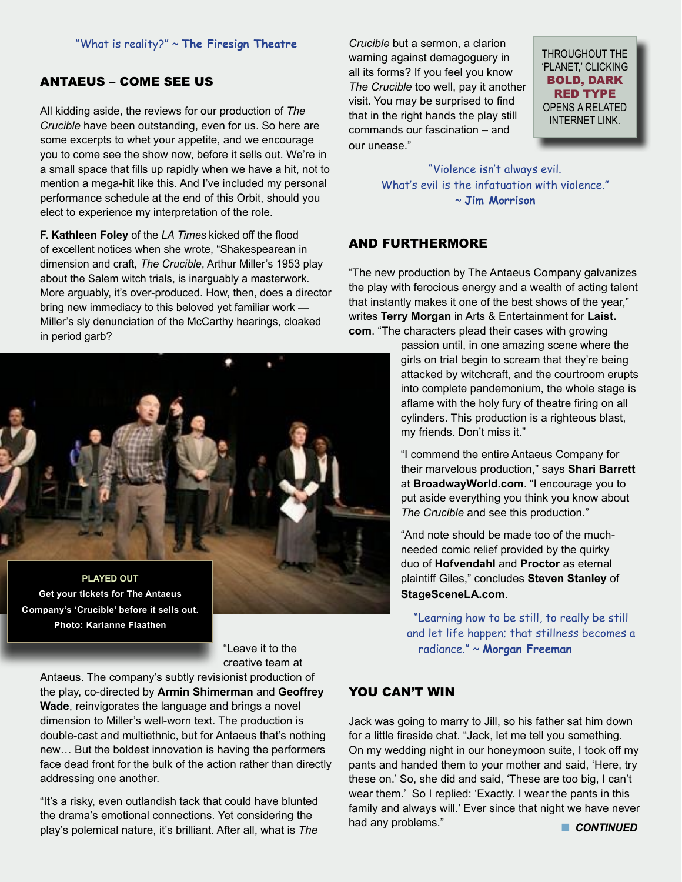"What is reality?" ~ **The Firesign Theatre**

## ANTAEUS – COME SEE US

All kidding aside, the reviews for our production of *The Crucible* have been outstanding, even for us. So here are some excerpts to whet your appetite, and we encourage you to come see the show now, before it sells out. We're in a small space that fills up rapidly when we have a hit, not to mention a mega-hit like this. And I've included my personal performance schedule at the end of this Orbit, should you elect to experience my interpretation of the role.

**F. Kathleen Foley** of the *LA Times* kicked off the flood of excellent notices when she wrote, "Shakespearean in dimension and craft, *The Crucible*, Arthur Miller's 1953 play about the Salem witch trials, is inarguably a masterwork. More arguably, it's over-produced. How, then, does a director bring new immediacy to this beloved yet familiar work — Miller's sly denunciation of the McCarthy hearings, cloaked in period garb?

**PLAYED OUT**
**Get your tickets for The Antaeus Company's 'Crucible' before it sells out. Photo: Karianne Flaathen**

"Leave it to the creative team at Antaeus. The company's subtly revisionist production of the play, co-directed by **Armin Shimerman** and **Geoffrey Wade**, reinvigorates the language and brings a novel dimension to Miller's well-worn text. The production is double-cast and multiethnic, but for Antaeus that's nothing new… But the boldest innovation is having the performers face dead front for the bulk of the action rather than directly addressing one another.

"It's a risky, even outlandish tack that could have blunted the drama's emotional connections. Yet considering the play's polemical nature, it's brilliant. After all, what is *The Crucible* but a sermon, a clarion warning against demagoguery in all its forms? If you feel you know *The Crucible* too well, pay it another visit. You may be surprised to find that in the right hands the play still commands our fascination – and our unease."

THROUGHOUT THE 'PLANET,' CLICKING **BOLD, DARK RED TYPE** OPENS A RELATED INTERNET LINK.

"Violence isn't always evil.
What's evil is the infatuation with violence."
~ **Jim Morrison**

## AND FURTHERMORE

"The new production by The Antaeus Company galvanizes the play with ferocious energy and a wealth of acting talent that instantly makes it one of the best shows of the year," writes **Terry Morgan** in Arts & Entertainment for **Laist.com**. "The characters plead their cases with growing passion until, in one amazing scene where the girls on trial begin to scream that they're being attacked by witchcraft, and the courtroom erupts into complete pandemonium, the whole stage is aflame with the holy fury of theatre firing on all cylinders. This production is a righteous blast, my friends. Don't miss it."

"I commend the entire Antaeus Company for their marvelous production," says **Shari Barrett** at **BroadwayWorld.com**. "I encourage you to put aside everything you think you know about *The Crucible* and see this production."

"And note should be made too of the much-needed comic relief provided by the quirky duo of **Hofvendahl** and **Proctor** as eternal plaintiff Giles," concludes **Steven Stanley** of **StageSceneLA.com**.

"Learning how to be still, to really be still and let life happen; that stillness becomes a radiance." ~ **Morgan Freeman**

## YOU CAN'T WIN

Jack was going to marry to Jill, so his father sat him down for a little fireside chat. "Jack, let me tell you something. On my wedding night in our honeymoon suite, I took off my pants and handed them to your mother and said, 'Here, try these on.' So, she did and said, 'These are too big, I can't wear them.' So I replied: 'Exactly. I wear the pants in this family and always will.' Ever since that night we have never had any problems."

***CONTINUED***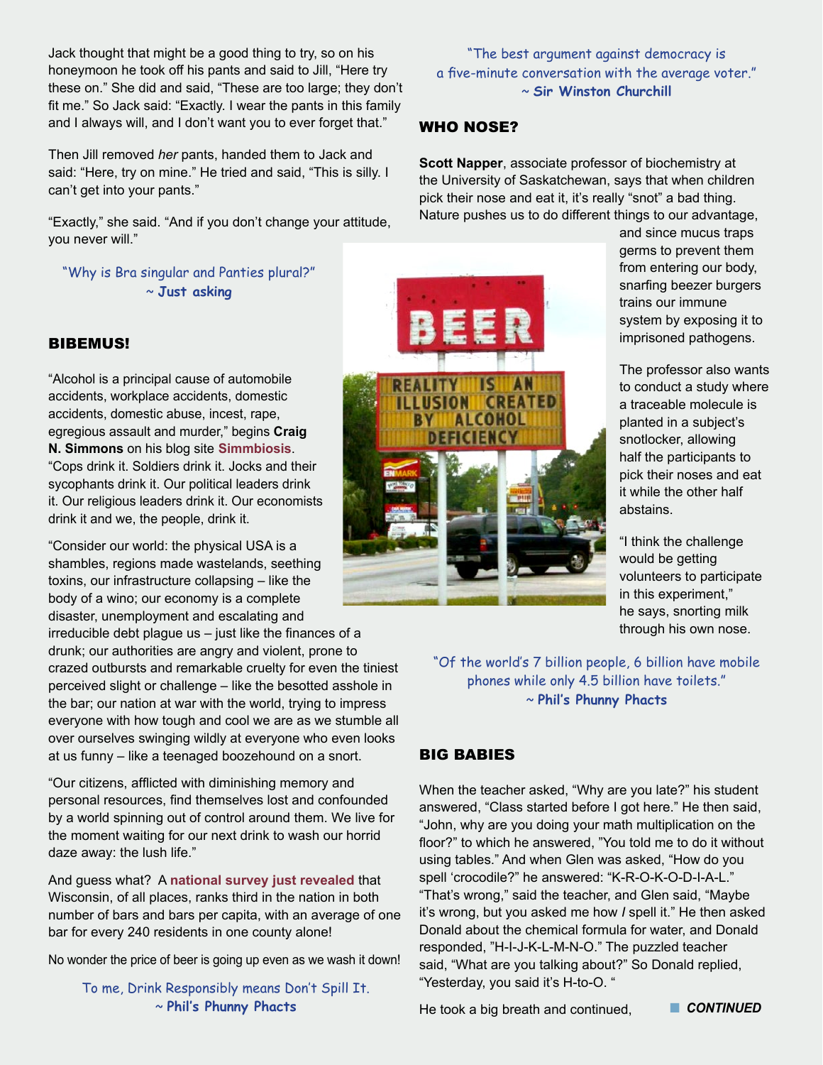Jack thought that might be a good thing to try, so on his honeymoon he took off his pants and said to Jill, "Here try these on." She did and said, "These are too large; they don't fit me." So Jack said: "Exactly. I wear the pants in this family and I always will, and I don't want you to ever forget that."

Then Jill removed *her* pants, handed them to Jack and said: "Here, try on mine." He tried and said, "This is silly. I can't get into your pants."

"Exactly," she said. "And if you don't change your attitude, you never will."

"Why is Bra singular and Panties plural?"
~ **Just asking**

## BIBEMUS!

"Alcohol is a principal cause of automobile accidents, workplace accidents, domestic accidents, domestic abuse, incest, rape, egregious assault and murder," begins **Craig N. Simmons** on his blog site **Simmbiosis**. "Cops drink it. Soldiers drink it. Jocks and their sycophants drink it. Our political leaders drink it. Our religious leaders drink it. Our economists drink it and we, the people, drink it.

"Consider our world: the physical USA is a shambles, regions made wastelands, seething toxins, our infrastructure collapsing – like the body of a wino; our economy is a complete disaster, unemployment and escalating and irreducible debt plague us – just like the finances of a drunk; our authorities are angry and violent, prone to crazed outbursts and remarkable cruelty for even the tiniest perceived slight or challenge – like the besotted asshole in the bar; our nation at war with the world, trying to impress everyone with how tough and cool we are as we stumble all over ourselves swinging wildly at everyone who even looks at us funny – like a teenaged boozehound on a snort.

"Our citizens, afflicted with diminishing memory and personal resources, find themselves lost and confounded by a world spinning out of control around them. We live for the moment waiting for our next drink to wash our horrid daze away: the lush life."

And guess what? A **national survey just revealed** that Wisconsin, of all places, ranks third in the nation in both number of bars and bars per capita, with an average of one bar for every 240 residents in one county alone!

No wonder the price of beer is going up even as we wash it down!

To me, Drink Responsibly means Don't Spill It.
~ **Phil's Phunny Phacts**

"The best argument against democracy is a five-minute conversation with the average voter."
~ **Sir Winston Churchill**

## WHO NOSE?

**Scott Napper**, associate professor of biochemistry at the University of Saskatchewan, says that when children pick their nose and eat it, it's really "snot" a bad thing. Nature pushes us to do different things to our advantage, and since mucus traps germs to prevent them from entering our body, snarfing beezer burgers trains our immune system by exposing it to imprisoned pathogens.

The professor also wants to conduct a study where a traceable molecule is planted in a subject's snotlocker, allowing half the participants to pick their noses and eat it while the other half abstains.

"I think the challenge would be getting volunteers to participate in this experiment," he says, snorting milk through his own nose.

"Of the world's 7 billion people, 6 billion have mobile phones while only 4.5 billion have toilets."
~ **Phil's Phunny Phacts**

## BIG BABIES

When the teacher asked, "Why are you late?" his student answered, "Class started before I got here." He then said, "John, why are you doing your math multiplication on the floor?" to which he answered, "You told me to do it without using tables." And when Glen was asked, "How do you spell 'crocodile?" he answered: "K-R-O-K-O-D-I-A-L." "That's wrong," said the teacher, and Glen said, "Maybe it's wrong, but you asked me how *I* spell it." He then asked Donald about the chemical formula for water, and Donald responded, "H-I-J-K-L-M-N-O." The puzzled teacher said, "What are you talking about?" So Donald replied, "Yesterday, you said it's H-to-O. "

He took a big breath and continued, ***CONTINUED***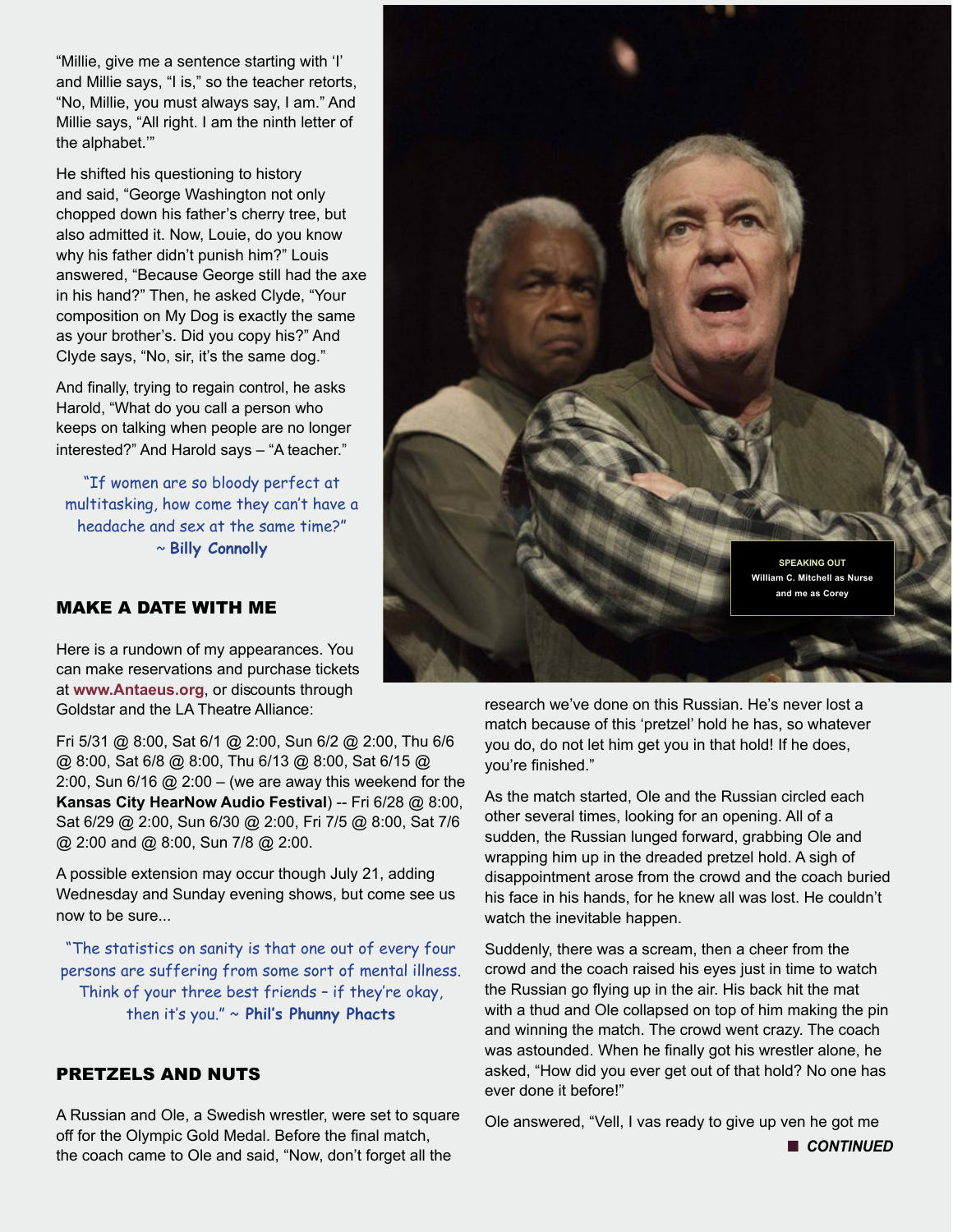"Millie, give me a sentence starting with 'I' and Millie says, "I is," so the teacher retorts, "No, Millie, you must always say, I am." And Millie says, "All right. I am the ninth letter of the alphabet.'"

He shifted his questioning to history and said, "George Washington not only chopped down his father's cherry tree, but also admitted it. Now, Louie, do you know why his father didn't punish him?" Louis answered, "Because George still had the axe in his hand?" Then, he asked Clyde, "Your composition on My Dog is exactly the same as your brother's. Did you copy his?" And Clyde says, "No, sir, it's the same dog."

And finally, trying to regain control, he asks Harold, "What do you call a person who keeps on talking when people are no longer interested?" And Harold says – "A teacher."

"If women are so bloody perfect at multitasking, how come they can't have a headache and sex at the same time?"
~ **Billy Connolly**

## MAKE A DATE WITH ME

Here is a rundown of my appearances. You can make reservations and purchase tickets at **www.Antaeus.org**, or discounts through Goldstar and the LA Theatre Alliance:

Fri 5/31 @ 8:00, Sat 6/1 @ 2:00, Sun 6/2 @ 2:00, Thu 6/6 @ 8:00, Sat 6/8 @ 8:00, Thu 6/13 @ 8:00, Sat 6/15 @ 2:00, Sun 6/16 @ 2:00 – (we are away this weekend for the **Kansas City HearNow Audio Festival**) -- Fri 6/28 @ 8:00, Sat 6/29 @ 2:00, Sun 6/30 @ 2:00, Fri 7/5 @ 8:00, Sat 7/6 @ 2:00 and @ 8:00, Sun 7/8 @ 2:00.

A possible extension may occur though July 21, adding Wednesday and Sunday evening shows, but come see us now to be sure...

"The statistics on sanity is that one out of every four persons are suffering from some sort of mental illness. Think of your three best friends – if they're okay, then it's you." ~ **Phil's Phunny Phacts**

## PRETZELS AND NUTS

A Russian and Ole, a Swedish wrestler, were set to square off for the Olympic Gold Medal. Before the final match, the coach came to Ole and said, "Now, don't forget all the research we've done on this Russian. He's never lost a match because of this 'pretzel' hold he has, so whatever you do, do not let him get you in that hold! If he does, you're finished."

**SPEAKING OUT**
William C. Mitchell as Nurse and me as Corey

As the match started, Ole and the Russian circled each other several times, looking for an opening. All of a sudden, the Russian lunged forward, grabbing Ole and wrapping him up in the dreaded pretzel hold. A sigh of disappointment arose from the crowd and the coach buried his face in his hands, for he knew all was lost. He couldn't watch the inevitable happen.

Suddenly, there was a scream, then a cheer from the crowd and the coach raised his eyes just in time to watch the Russian go flying up in the air. His back hit the mat with a thud and Ole collapsed on top of him making the pin and winning the match. The crowd went crazy. The coach was astounded. When he finally got his wrestler alone, he asked, "How did you ever get out of that hold? No one has ever done it before!"

Ole answered, "Vell, I vas ready to give up ven he got me

***CONTINUED***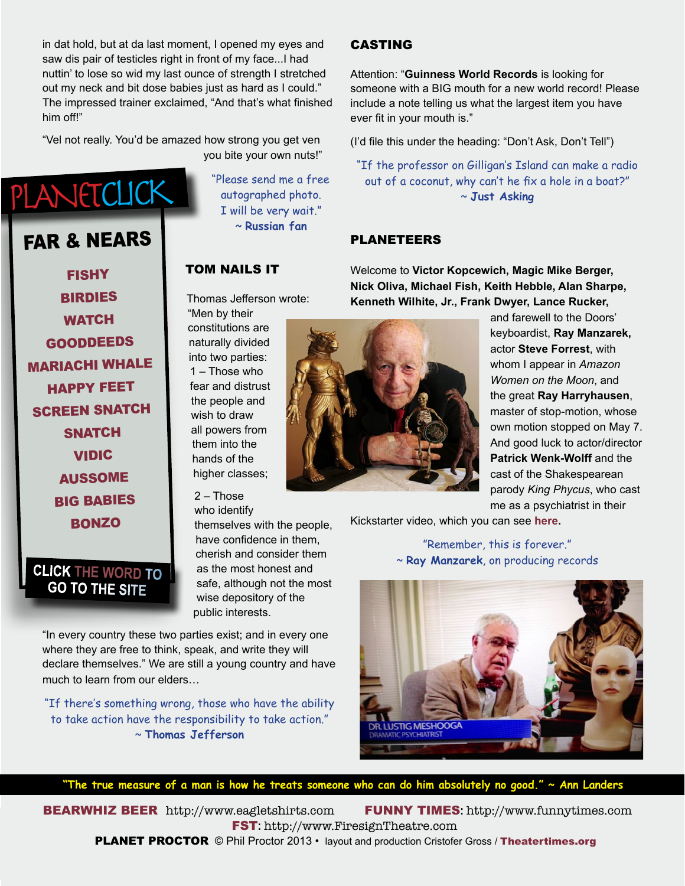in dat hold, but at da last moment, I opened my eyes and saw dis pair of testicles right in front of my face...I had nuttin' to lose so wid my last ounce of strength I stretched out my neck and bit dose babies just as hard as I could." The impressed trainer exclaimed, "And that's what finished him off!"

"Vel not really. You'd be amazed how strong you get ven you bite your own nuts!"

## PLANETCLICK

### FAR & NEARS

- FISHY
- BIRDIES
- WATCH
- GOODDEEDS
- MARIACHI WHALE
- HAPPY FEET
- SCREEN SNATCH
- SNATCH
- VIDIC
- AUSSOME
- BIG BABIES
- BONZO

CLICK THE WORD TO GO TO THE SITE

"Please send me a free autographed photo. I will be very wait."
~ **Russian fan**

## TOM NAILS IT

Thomas Jefferson wrote: "Men by their constitutions are naturally divided into two parties: 1 – Those who fear and distrust the people and wish to draw all powers from them into the hands of the higher classes;

2 – Those who identify themselves with the people, have confidence in them, cherish and consider them as the most honest and safe, although not the most wise depository of the public interests.

"In every country these two parties exist; and in every one where they are free to think, speak, and write they will declare themselves." We are still a young country and have much to learn from our elders…

"If there's something wrong, those who have the ability to take action have the responsibility to take action."
~ **Thomas Jefferson**

## CASTING

Attention: "**Guinness World Records** is looking for someone with a BIG mouth for a new world record! Please include a note telling us what the largest item you have ever fit in your mouth is."

(I'd file this under the heading: "Don't Ask, Don't Tell")

"If the professor on Gilligan's Island can make a radio out of a coconut, why can't he fix a hole in a boat?"
~ **Just Asking**

## PLANETEERS

Welcome to **Victor Kopcewich, Magic Mike Berger, Nick Oliva, Michael Fish, Keith Hebble, Alan Sharpe, Kenneth Wilhite, Jr., Frank Dwyer, Lance Rucker,** and farewell to the Doors' keyboardist, **Ray Manzarek,** actor **Steve Forrest**, with whom I appear in *Amazon Women on the Moon*, and the great **Ray Harryhausen**, master of stop-motion, whose own motion stopped on May 7. And good luck to actor/director **Patrick Wenk-Wolff** and the cast of the Shakespearean parody *King Phycus*, who cast me as a psychiatrist in their Kickstarter video, which you can see **here.**

"Remember, this is forever."
~ **Ray Manzarek**, on producing records

DR. LUSTIG MESHOOGA
DRAMATIC PSYCHIATRIST

"The true measure of a man is how he treats someone who can do him absolutely no good." ~ Ann Landers

**BEARWHIZ BEER** http://www.eagletshirts.com **FUNNY TIMES**: http://www.funnytimes.com
**FST**: http://www.FiresignTheatre.com
**PLANET PROCTOR** © Phil Proctor 2013 • layout and production Cristofer Gross / **Theatertimes.org**